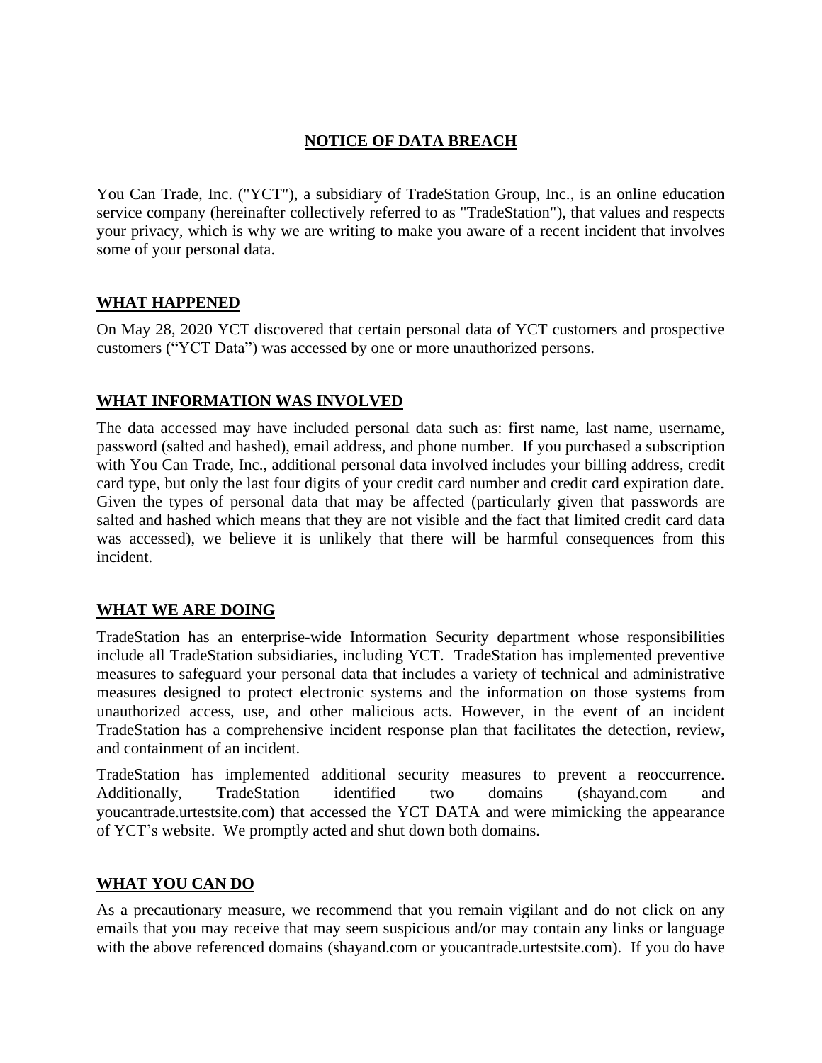# NOTICE OF DATA BREACH

You Can Trade, Inc. ("YCT"), a subsidiary of TradeStation Group, Inc., is an online education service company (hereinafter collectively referred to as "TradeStation"), that values and respects your privacy, which is why we are writing to make you aware of a recent incident that involves some of your personal data.

## WHAT HAPPENED

On May 28, 2020 YCT discovered that certain personal data of YCT customers and prospective customers ("YCT Data") was accessed by one or more unauthorized persons.

## WHAT INFORMATION WAS INVOLVED

The data accessed may have included personal data such as: first name, last name, username, password (salted and hashed), email address, and phone number. If you purchased a subscription with You Can Trade, Inc., additional personal data involved includes your billing address, credit card type, but only the last four digits of your credit card number and credit card expiration date. Given the types of personal data that may be affected (particularly given that passwords are salted and hashed which means that they are not visible and the fact that limited credit card data was accessed), we believe it is unlikely that there will be harmful consequences from this incident.

## WHAT WE ARE DOING

TradeStation has an enterprise-wide Information Security department whose responsibilities include all TradeStation subsidiaries, including YCT. TradeStation has implemented preventive measures to safeguard your personal data that includes a variety of technical and administrative measures designed to protect electronic systems and the information on those systems from unauthorized access, use, and other malicious acts. However, in the event of an incident TradeStation has a comprehensive incident response plan that facilitates the detection, review, and containment of an incident.

TradeStation has implemented additional security measures to prevent a reoccurrence. Additionally, TradeStation identified two domains (shayand.com and youcantrade.urtestsite.com) that accessed the YCT DATA and were mimicking the appearance of YCT's website. We promptly acted and shut down both domains.

## WHAT YOU CAN DO

As a precautionary measure, we recommend that you remain vigilant and do not click on any emails that you may receive that may seem suspicious and/or may contain any links or language with the above referenced domains (shayand.com or youcantrade.urtestsite.com). If you do have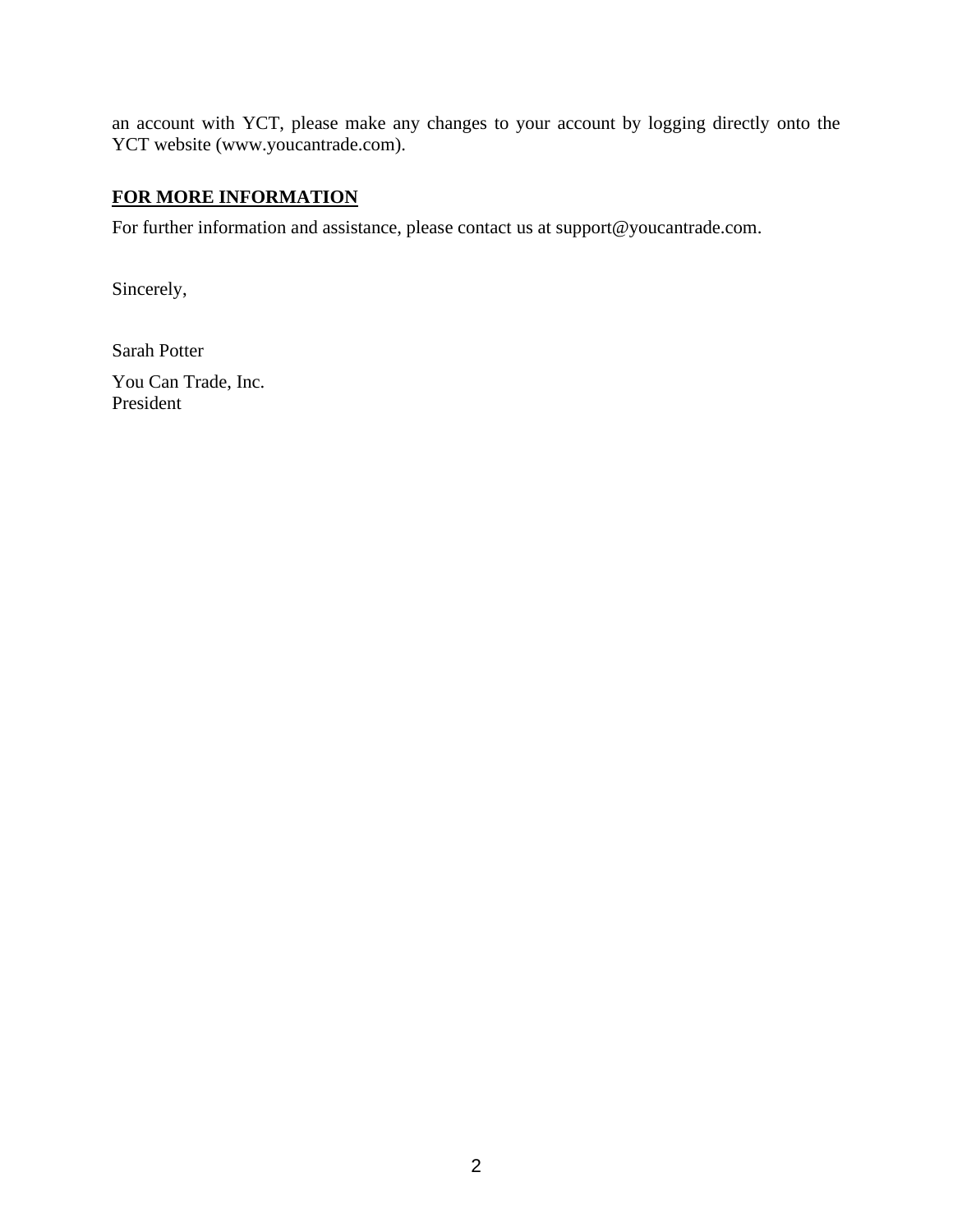an account with YCT, please make any changes to your account by logging directly onto the YCT website (www.youcantrade.com).

**FOR MORE INFORMATION**

For further information and assistance, please contact us at support@youcantrade.com.

Sincerely,

Sarah Potter

You Can Trade, Inc.
President